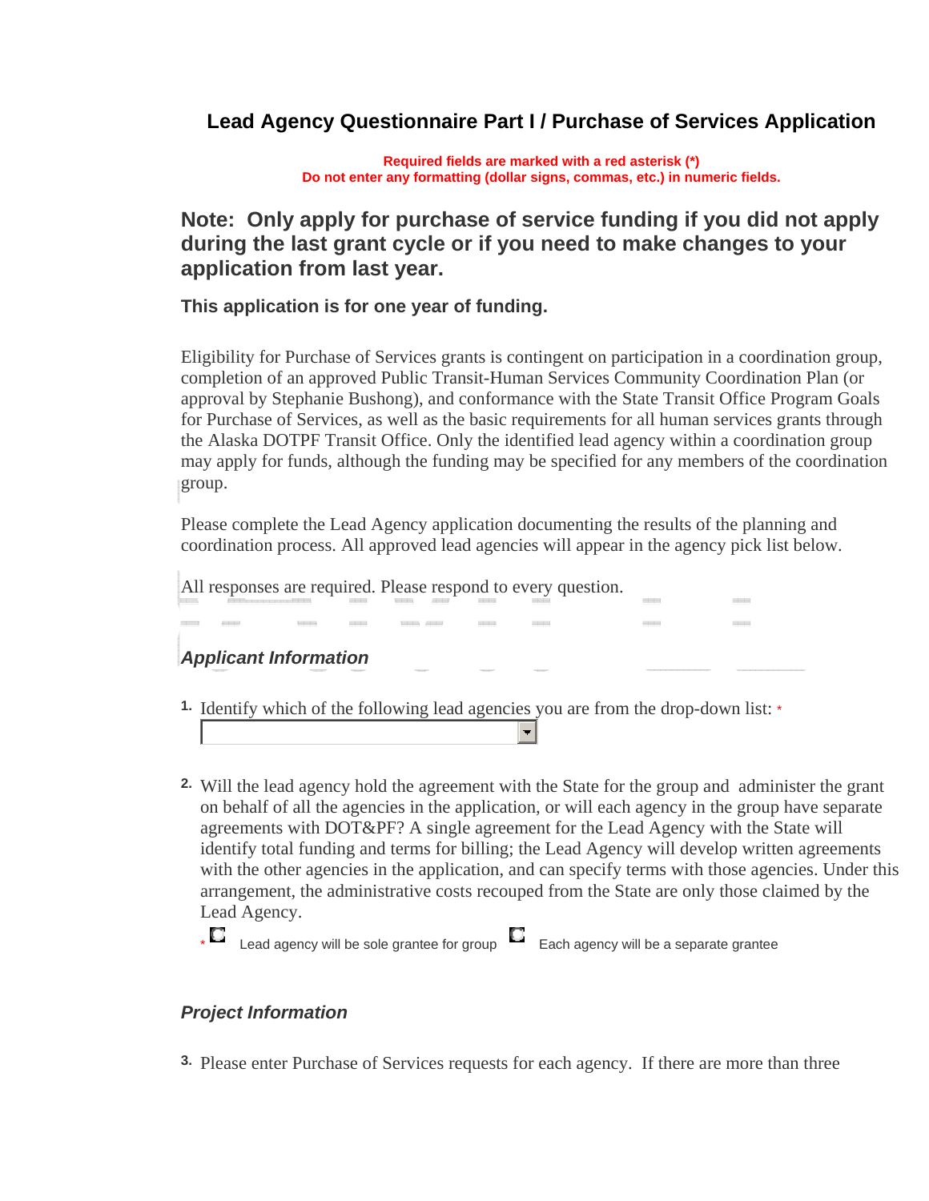# Lead Agency Questionnaire Part I / Purchase of Services Application

**Required fields are marked with a red asterisk (*)**
**Do not enter any formatting (dollar signs, commas, etc.) in numeric fields.**

## Note: Only apply for purchase of service funding if you did not apply during the last grant cycle or if you need to make changes to your application from last year.

**This application is for one year of funding.**

Eligibility for Purchase of Services grants is contingent on participation in a coordination group, completion of an approved Public Transit-Human Services Community Coordination Plan (or approval by Stephanie Bushong), and conformance with the State Transit Office Program Goals for Purchase of Services, as well as the basic requirements for all human services grants through the Alaska DOTPF Transit Office. Only the identified lead agency within a coordination group may apply for funds, although the funding may be specified for any members of the coordination group.

Please complete the Lead Agency application documenting the results of the planning and coordination process. All approved lead agencies will appear in the agency pick list below.

All responses are required. Please respond to every question.

### *Applicant Information*

1. Identify which of the following lead agencies you are from the drop-down list: *

2. Will the lead agency hold the agreement with the State for the group and administer the grant on behalf of all the agencies in the application, or will each agency in the group have separate agreements with DOT&PF? A single agreement for the Lead Agency with the State will identify total funding and terms for billing; the Lead Agency will develop written agreements with the other agencies in the application, and can specify terms with those agencies. Under this arrangement, the administrative costs recouped from the State are only those claimed by the Lead Agency.

   * ○ Lead agency will be sole grantee for group ○ Each agency will be a separate grantee

### *Project Information*

3. Please enter Purchase of Services requests for each agency. If there are more than three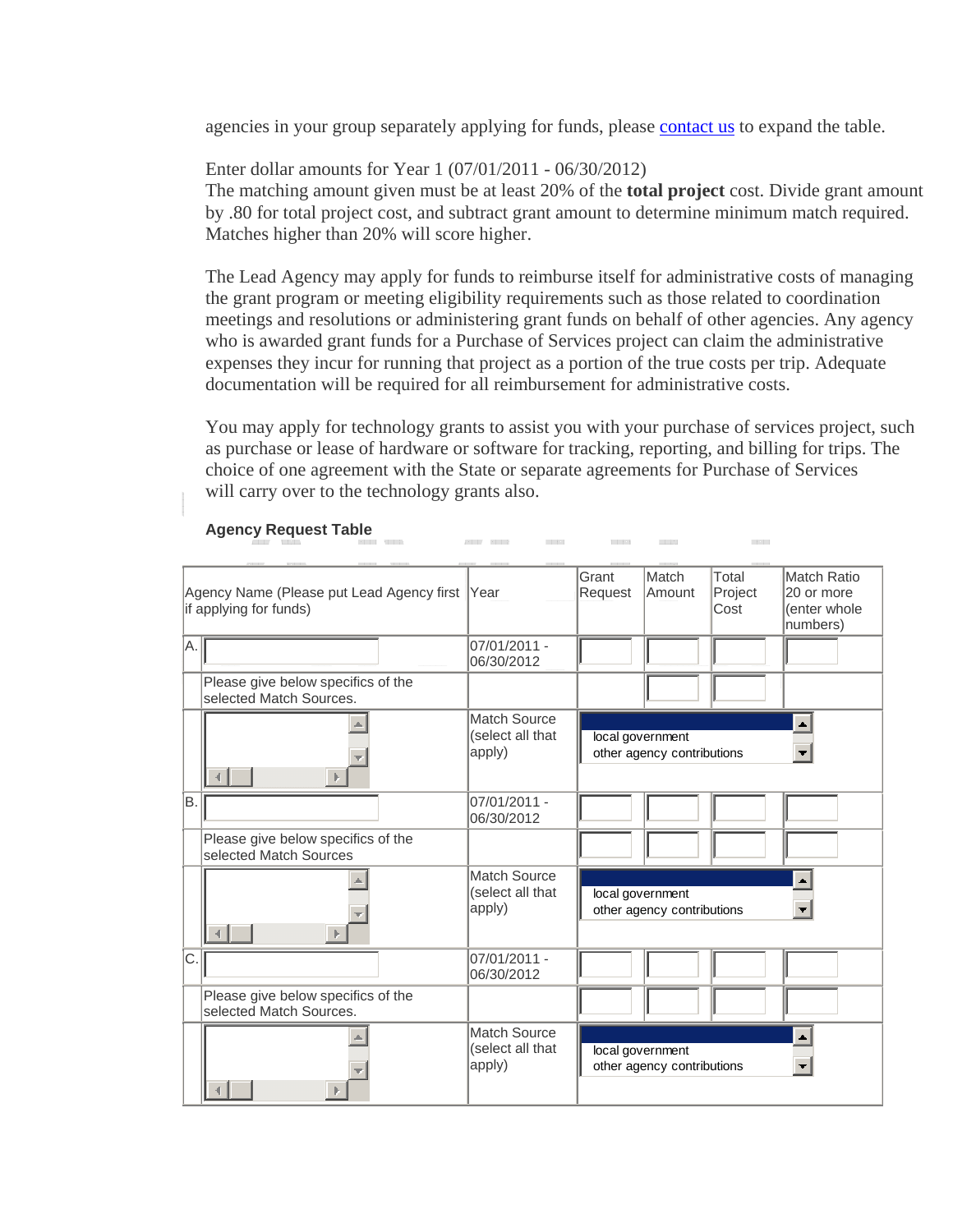agencies in your group separately applying for funds, please contact us to expand the table.

Enter dollar amounts for Year 1 (07/01/2011 - 06/30/2012)
The matching amount given must be at least 20% of the **total project** cost. Divide grant amount by .80 for total project cost, and subtract grant amount to determine minimum match required. Matches higher than 20% will score higher.

The Lead Agency may apply for funds to reimburse itself for administrative costs of managing the grant program or meeting eligibility requirements such as those related to coordination meetings and resolutions or administering grant funds on behalf of other agencies. Any agency who is awarded grant funds for a Purchase of Services project can claim the administrative expenses they incur for running that project as a portion of the true costs per trip. Adequate documentation will be required for all reimbursement for administrative costs.

You may apply for technology grants to assist you with your purchase of services project, such as purchase or lease of hardware or software for tracking, reporting, and billing for trips. The choice of one agreement with the State or separate agreements for Purchase of Services will carry over to the technology grants also.

**Agency Request Table**

| | Agency Name (Please put Lead Agency first if applying for funds) | Year | Grant Request | Match Amount | Total Project Cost | Match Ratio 20 or more (enter whole numbers) |
|---|---|---|---|---|---|---|
| A. | | 07/01/2011 - 06/30/2012 | | | | |
| | Please give below specifics of the selected Match Sources. | | | | | |
| | | Match Source (select all that apply) | local government<br>other agency contributions | | | |
| B. | | 07/01/2011 - 06/30/2012 | | | | |
| | Please give below specifics of the selected Match Sources | | | | | |
| | | Match Source (select all that apply) | local government<br>other agency contributions | | | |
| C. | | 07/01/2011 - 06/30/2012 | | | | |
| | Please give below specifics of the selected Match Sources. | | | | | |
| | | Match Source (select all that apply) | local government<br>other agency contributions | | | |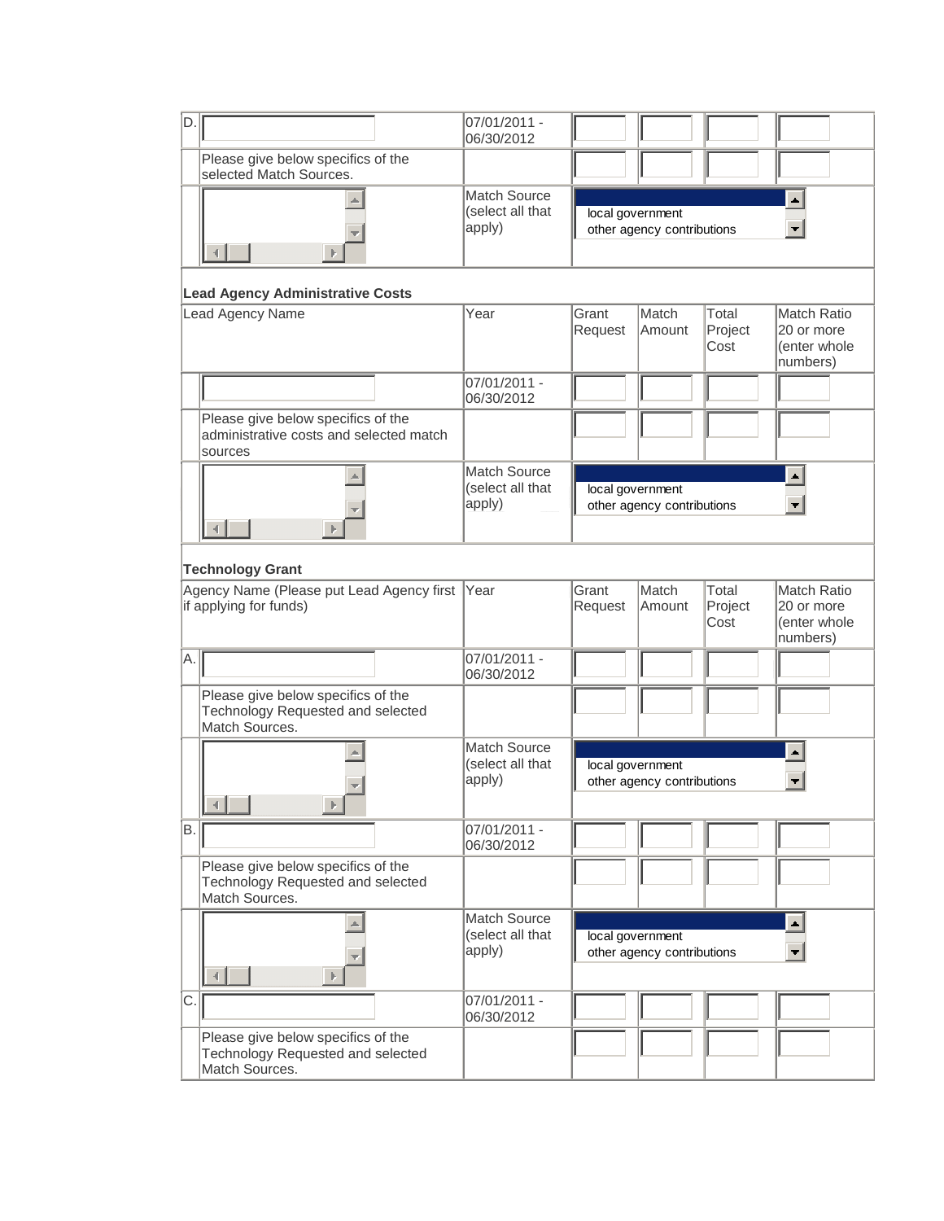| D. | | 07/01/2011 - 06/30/2012 | | | | |
|---|---|---|---|---|---|---|
| | Please give below specifics of the selected Match Sources. | | | | | |
| | | Match Source (select all that apply) | local government<br>other agency contributions | | | |

**Lead Agency Administrative Costs**

| | Lead Agency Name | Year | Grant Request | Match Amount | Total Project Cost | Match Ratio 20 or more (enter whole numbers) |
|---|---|---|---|---|---|---|
| | | 07/01/2011 - 06/30/2012 | | | | |
| | Please give below specifics of the administrative costs and selected match sources | | | | | |
| | | Match Source (select all that apply) | local government<br>other agency contributions | | | |

**Technology Grant**

| | Agency Name (Please put Lead Agency first if applying for funds) | Year | Grant Request | Match Amount | Total Project Cost | Match Ratio 20 or more (enter whole numbers) |
|---|---|---|---|---|---|---|
| A. | | 07/01/2011 - 06/30/2012 | | | | |
| | Please give below specifics of the Technology Requested and selected Match Sources. | | | | | |
| | | Match Source (select all that apply) | local government<br>other agency contributions | | | |
| B. | | 07/01/2011 - 06/30/2012 | | | | |
| | Please give below specifics of the Technology Requested and selected Match Sources. | | | | | |
| | | Match Source (select all that apply) | local government<br>other agency contributions | | | |
| C. | | 07/01/2011 - 06/30/2012 | | | | |
| | Please give below specifics of the Technology Requested and selected Match Sources. | | | | | |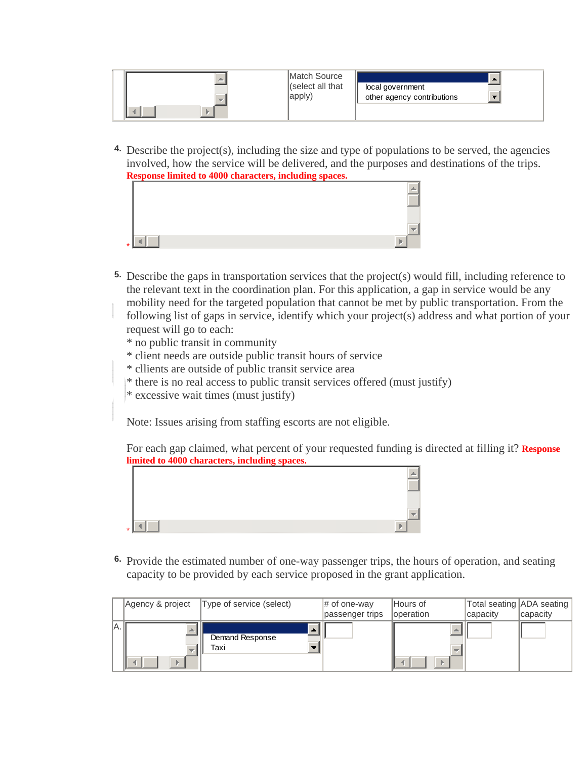| | | Match Source (select all that apply) | local government<br>other agency contributions |
|---|---|---|---|

4. Describe the project(s), including the size and type of populations to be served, the agencies involved, how the service will be delivered, and the purposes and destinations of the trips. **Response limited to 4000 characters, including spaces.**

\*

5. Describe the gaps in transportation services that the project(s) would fill, including reference to the relevant text in the coordination plan. For this application, a gap in service would be any mobility need for the targeted population that cannot be met by public transportation. From the following list of gaps in service, identify which your project(s) address and what portion of your request will go to each:
   * no public transit in community
   * client needs are outside public transit hours of service
   * cllients are outside of public transit service area
   * there is no real access to public transit services offered (must justify)
   * excessive wait times (must justify)

   Note: Issues arising from staffing escorts are not eligible.

   For each gap claimed, what percent of your requested funding is directed at filling it? **Response limited to 4000 characters, including spaces.**

\*

6. Provide the estimated number of one-way passenger trips, the hours of operation, and seating capacity to be provided by each service proposed in the grant application.

| | Agency & project | Type of service (select) | # of one-way passenger trips | Hours of operation | Total seating capacity | ADA seating capacity |
|---|---|---|---|---|---|---|
| A. | | Demand Response<br>Taxi | | | | |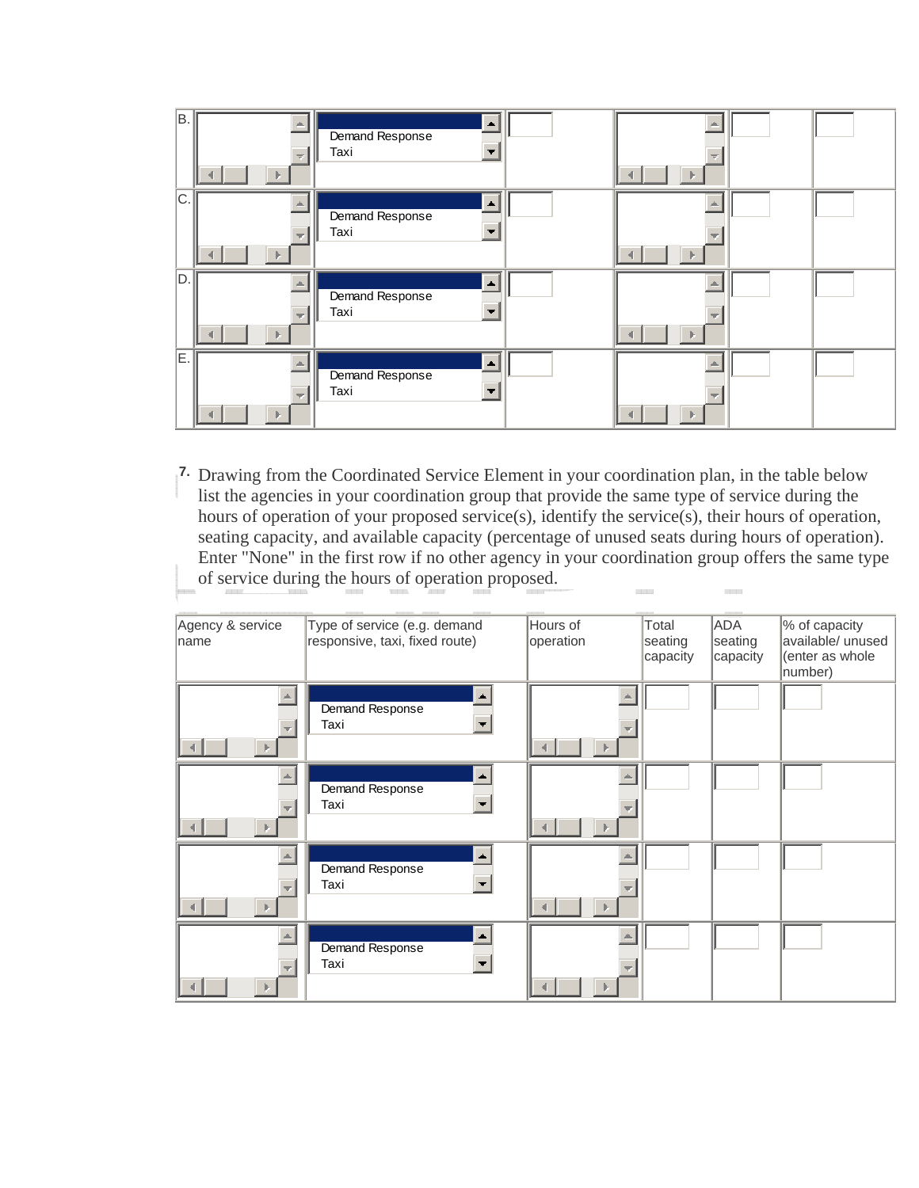| | | | | | | |
|---|---|---|---|---|---|---|
| B. | | Demand Response<br>Taxi | | | | |
| C. | | Demand Response<br>Taxi | | | | |
| D. | | Demand Response<br>Taxi | | | | |
| E. | | Demand Response<br>Taxi | | | | |

7. Drawing from the Coordinated Service Element in your coordination plan, in the table below list the agencies in your coordination group that provide the same type of service during the hours of operation of your proposed service(s), identify the service(s), their hours of operation, seating capacity, and available capacity (percentage of unused seats during hours of operation). Enter "None" in the first row if no other agency in your coordination group offers the same type of service during the hours of operation proposed.

| Agency & service name | Type of service (e.g. demand responsive, taxi, fixed route) | Hours of operation | Total seating capacity | ADA seating capacity | % of capacity available/ unused (enter as whole number) |
|---|---|---|---|---|---|
| | Demand Response<br>Taxi | | | | |
| | Demand Response<br>Taxi | | | | |
| | Demand Response<br>Taxi | | | | |
| | Demand Response<br>Taxi | | | | |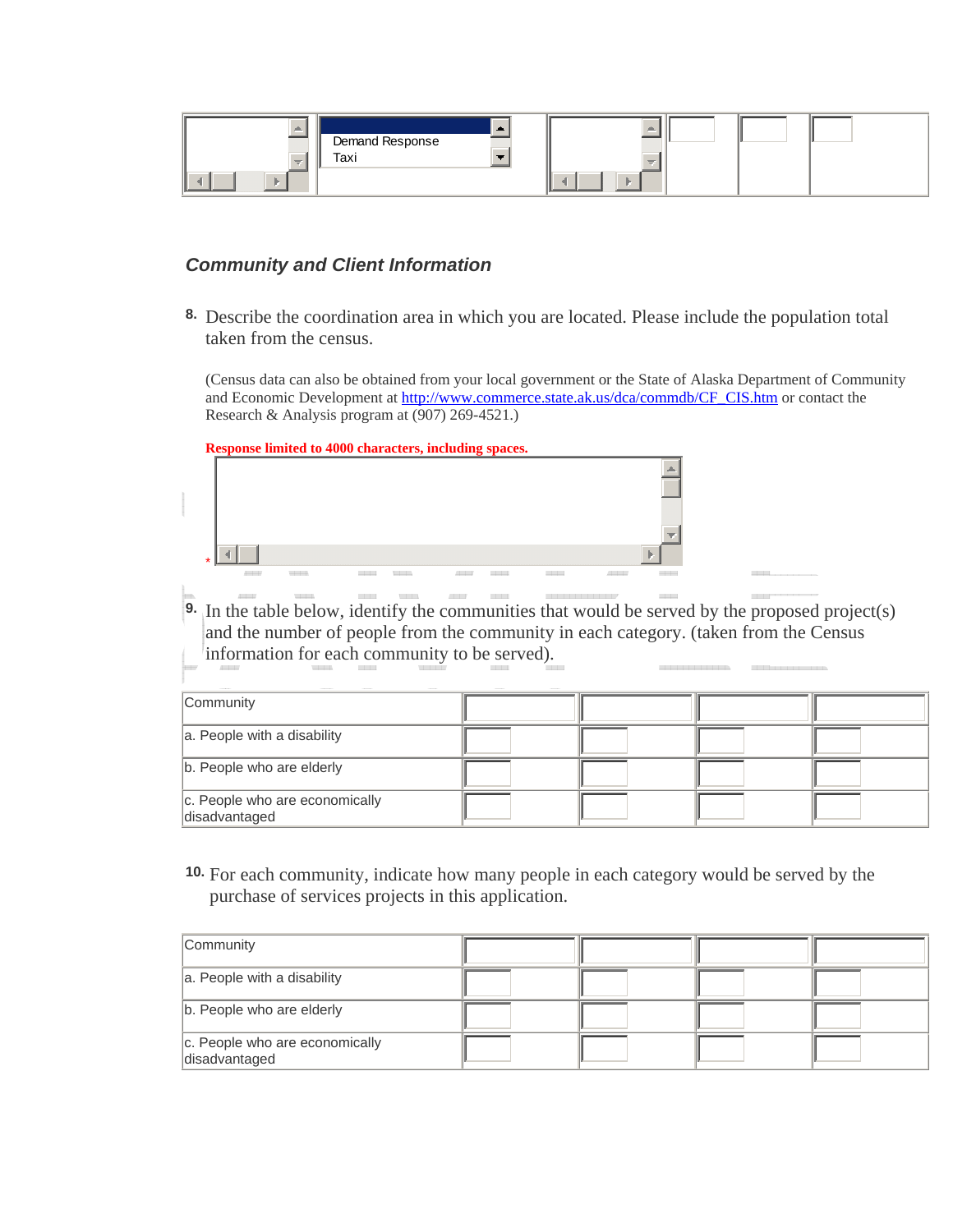| | Demand Response<br>Taxi | | | | |
|---|---|---|---|---|---|

### *Community and Client Information*

8. Describe the coordination area in which you are located. Please include the population total taken from the census.

(Census data can also be obtained from your local government or the State of Alaska Department of Community and Economic Development at http://www.commerce.state.ak.us/dca/commdb/CF_CIS.htm or contact the Research & Analysis program at (907) 269-4521.)

**Response limited to 4000 characters, including spaces.**

*

9. In the table below, identify the communities that would be served by the proposed project(s) and the number of people from the community in each category. (taken from the Census information for each community to be served).

| Community | | | | |
|---|---|---|---|---|
| a. People with a disability | | | | |
| b. People who are elderly | | | | |
| c. People who are economically disadvantaged | | | | |

10. For each community, indicate how many people in each category would be served by the purchase of services projects in this application.

| Community | | | | |
|---|---|---|---|---|
| a. People with a disability | | | | |
| b. People who are elderly | | | | |
| c. People who are economically disadvantaged | | | | |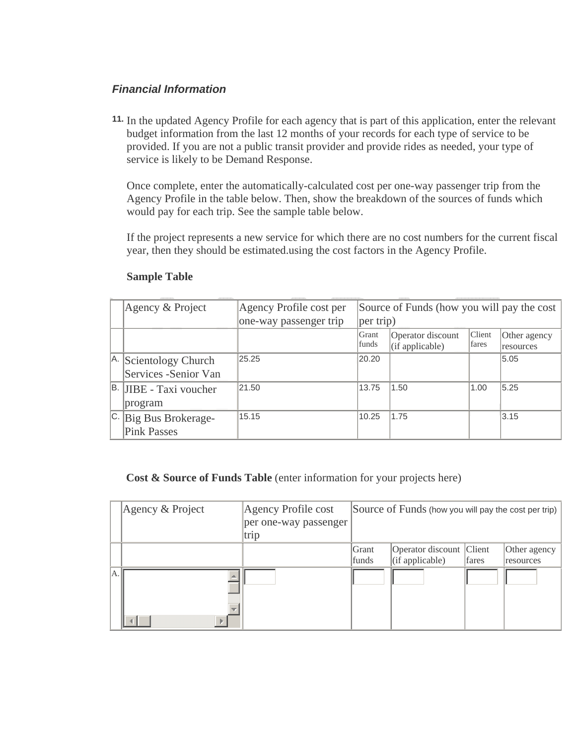### *Financial Information*

11. In the updated Agency Profile for each agency that is part of this application, enter the relevant budget information from the last 12 months of your records for each type of service to be provided. If you are not a public transit provider and provide rides as needed, your type of service is likely to be Demand Response.

    Once complete, enter the automatically-calculated cost per one-way passenger trip from the Agency Profile in the table below. Then, show the breakdown of the sources of funds which would pay for each trip. See the sample table below.

    If the project represents a new service for which there are no cost numbers for the current fiscal year, then they should be estimated.using the cost factors in the Agency Profile.

**Sample Table**

| | Agency & Project | Agency Profile cost per one-way passenger trip | Source of Funds (how you will pay the cost per trip) | | | |
|---|---|---|---|---|---|---|
| | | | Grant funds | Operator discount (if applicable) | Client fares | Other agency resources |
| A. | Scientology Church Services -Senior Van | 25.25 | 20.20 | | | 5.05 |
| B. | JIBE - Taxi voucher program | 21.50 | 13.75 | 1.50 | 1.00 | 5.25 |
| C. | Big Bus Brokerage-Pink Passes | 15.15 | 10.25 | 1.75 | | 3.15 |

**Cost & Source of Funds Table** (enter information for your projects here)

| | Agency & Project | Agency Profile cost per one-way passenger trip | Source of Funds (how you will pay the cost per trip) | | | |
|---|---|---|---|---|---|---|
| | | | Grant funds | Operator discount (if applicable) | Client fares | Other agency resources |
| A. | | | | | | |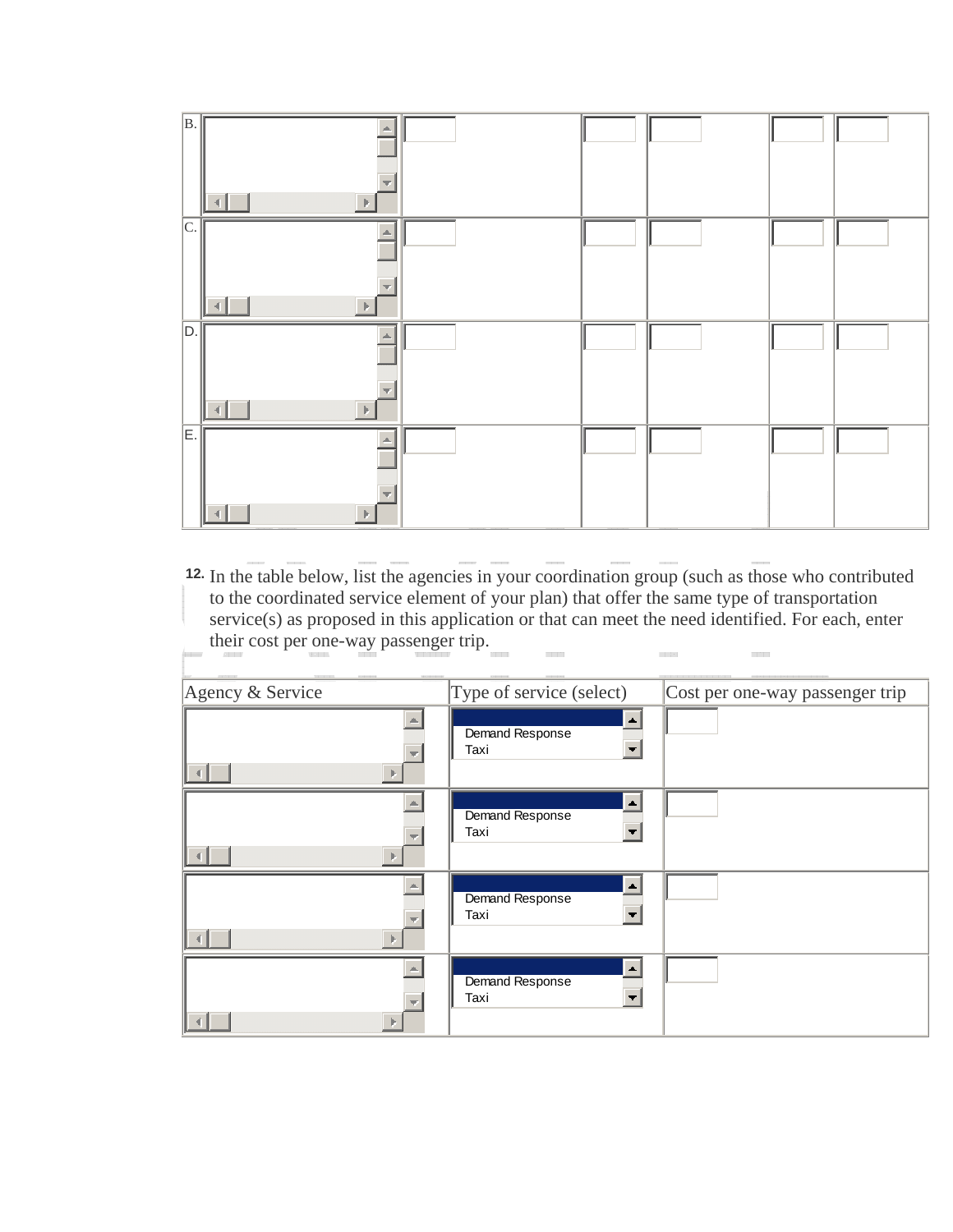| | | | | | | |
|---|---|---|---|---|---|---|
| B. | | | | | | |
| C. | | | | | | |
| D. | | | | | | |
| E. | | | | | | |

12. In the table below, list the agencies in your coordination group (such as those who contributed to the coordinated service element of your plan) that offer the same type of transportation service(s) as proposed in this application or that can meet the need identified. For each, enter their cost per one-way passenger trip.

| Agency & Service | Type of service (select) | Cost per one-way passenger trip |
|---|---|---|
| | Demand Response<br>Taxi | |
| | Demand Response<br>Taxi | |
| | Demand Response<br>Taxi | |
| | Demand Response<br>Taxi | |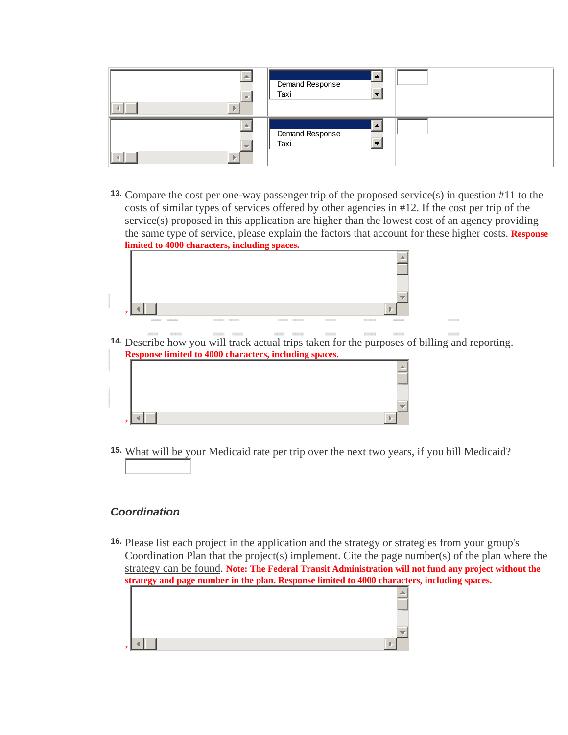| | | |
|---|---|---|
| | Demand Response<br>Taxi | |
| | Demand Response<br>Taxi | |

13. Compare the cost per one-way passenger trip of the proposed service(s) in question #11 to the costs of similar types of services offered by other agencies in #12. If the cost per trip of the service(s) proposed in this application are higher than the lowest cost of an agency providing the same type of service, please explain the factors that account for these higher costs. **Response limited to 4000 characters, including spaces.**

*

14. Describe how you will track actual trips taken for the purposes of billing and reporting. **Response limited to 4000 characters, including spaces.**

*

15. What will be your Medicaid rate per trip over the next two years, if you bill Medicaid?

### *Coordination*

16. Please list each project in the application and the strategy or strategies from your group's Coordination Plan that the project(s) implement. Cite the page number(s) of the plan where the strategy can be found. **Note: The Federal Transit Administration will not fund any project without the strategy and page number in the plan. Response limited to 4000 characters, including spaces.**

*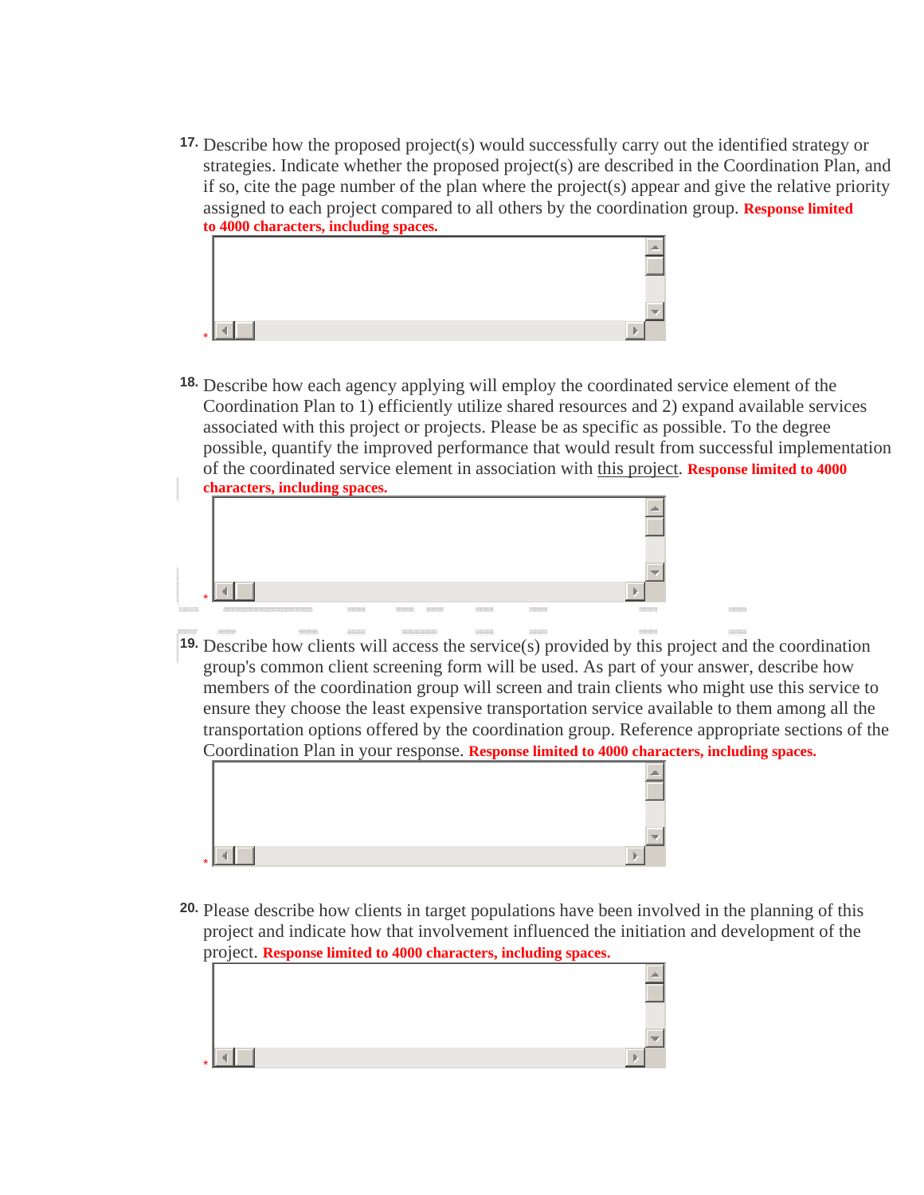17. Describe how the proposed project(s) would successfully carry out the identified strategy or strategies. Indicate whether the proposed project(s) are described in the Coordination Plan, and if so, cite the page number of the plan where the project(s) appear and give the relative priority assigned to each project compared to all others by the coordination group. **Response limited to 4000 characters, including spaces.**

*

18. Describe how each agency applying will employ the coordinated service element of the Coordination Plan to 1) efficiently utilize shared resources and 2) expand available services associated with this project or projects. Please be as specific as possible. To the degree possible, quantify the improved performance that would result from successful implementation of the coordinated service element in association with this project. **Response limited to 4000 characters, including spaces.**

*

19. Describe how clients will access the service(s) provided by this project and the coordination group's common client screening form will be used. As part of your answer, describe how members of the coordination group will screen and train clients who might use this service to ensure they choose the least expensive transportation service available to them among all the transportation options offered by the coordination group. Reference appropriate sections of the Coordination Plan in your response. **Response limited to 4000 characters, including spaces.**

*

20. Please describe how clients in target populations have been involved in the planning of this project and indicate how that involvement influenced the initiation and development of the project. **Response limited to 4000 characters, including spaces.**

*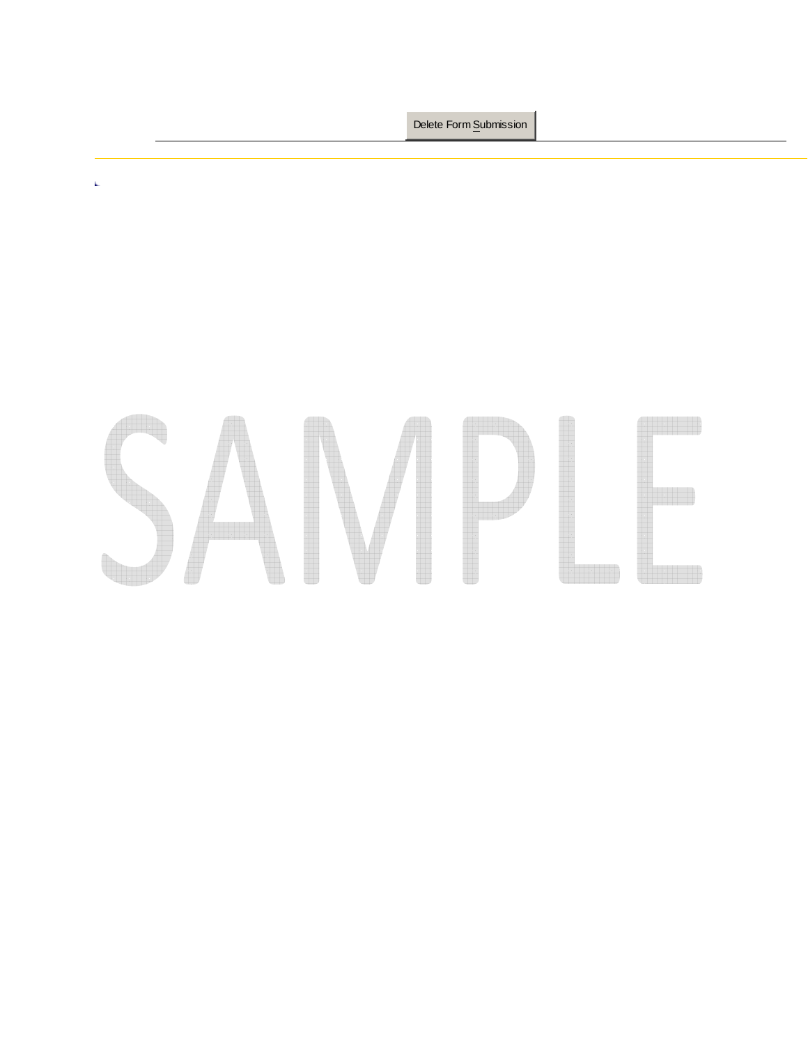Delete Form Submission

SAMPLE